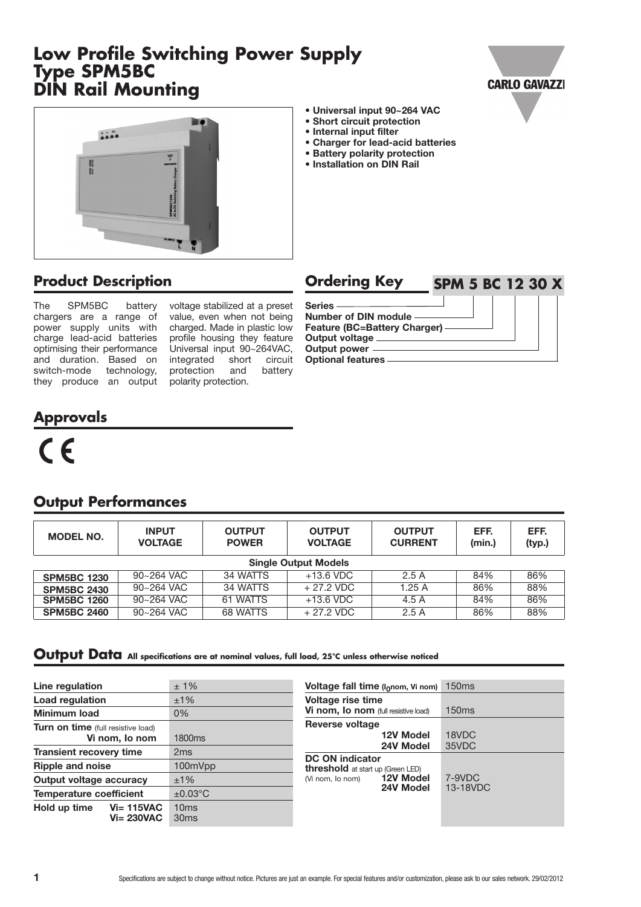# Low Profile Switching Power Supply
# Type SPM5BC
# DIN Rail Mounting

CARLO GAVAZZI

- **Universal input 90~264 VAC**
- **Short circuit protection**
- **Internal input filter**
- **Charger for lead-acid batteries**
- **Battery polarity protection**
- **Installation on DIN Rail**

## Product Description

The SPM5BC battery chargers are a range of power supply units with charge lead-acid batteries optimising their performance and duration. Based on switch-mode technology, they produce an output voltage stabilized at a preset value, even when not being charged. Made in plastic low profile housing they feature Universal input 90~264VAC, integrated short circuit protection and battery polarity protection.

## Ordering Key

**SPM 5 BC 12 30 X**

- **Series**
- **Number of DIN module**
- **Feature (BC=Battery Charger)**
- **Output voltage**
- **Output power**
- **Optional features**

## Approvals

CE

## Output Performances

| MODEL NO. | INPUT VOLTAGE | OUTPUT POWER | OUTPUT VOLTAGE | OUTPUT CURRENT | EFF. (min.) | EFF. (typ.) |
|---|---|---|---|---|---|---|
| **Single Output Models** | | | | | | |
| **SPM5BC 1230** | 90~264 VAC | 34 WATTS | +13.6 VDC | 2.5 A | 84% | 86% |
| **SPM5BC 2430** | 90~264 VAC | 34 WATTS | + 27.2 VDC | 1.25 A | 86% | 88% |
| **SPM5BC 1260** | 90~264 VAC | 61 WATTS | +13.6 VDC | 4.5 A | 84% | 86% |
| **SPM5BC 2460** | 90~264 VAC | 68 WATTS | + 27.2 VDC | 2.5 A | 86% | 88% |

## Output Data

**All specifications are at nominal values, full load, 25°C unless otherwise noticed**

| Parameter | Value |
|---|---|
| **Line regulation** | ± 1% |
| **Load regulation** | ±1% |
| **Minimum load** | 0% |
| **Turn on time** (full resistive load) **Vi nom, Io nom** | 1800ms |
| **Transient recovery time** | 2ms |
| **Ripple and noise** | 100mVpp |
| **Output voltage accuracy** | ±1% |
| **Temperature coefficient** | ±0.03°C |
| **Hold up time** **Vi= 115VAC** | 10ms |
| **Hold up time** **Vi= 230VAC** | 30ms |

| Parameter | Value |
|---|---|
| **Voltage fall time** ($I_0$nom, Vi nom) | 150ms |
| **Voltage rise time Vi nom, Io nom** (full resistive load) | 150ms |
| **Reverse voltage** **12V Model** | 18VDC |
| **Reverse voltage** **24V Model** | 35VDC |
| **DC ON indicator threshold** at start up (Green LED) (Vi nom, Io nom) **12V Model** | 7-9VDC |
| **DC ON indicator threshold** at start up (Green LED) (Vi nom, Io nom) **24V Model** | 13-18VDC |

Specifications are subject to change without notice. Pictures are just an example. For special features and/or customization, please ask to our sales network. 29/02/2012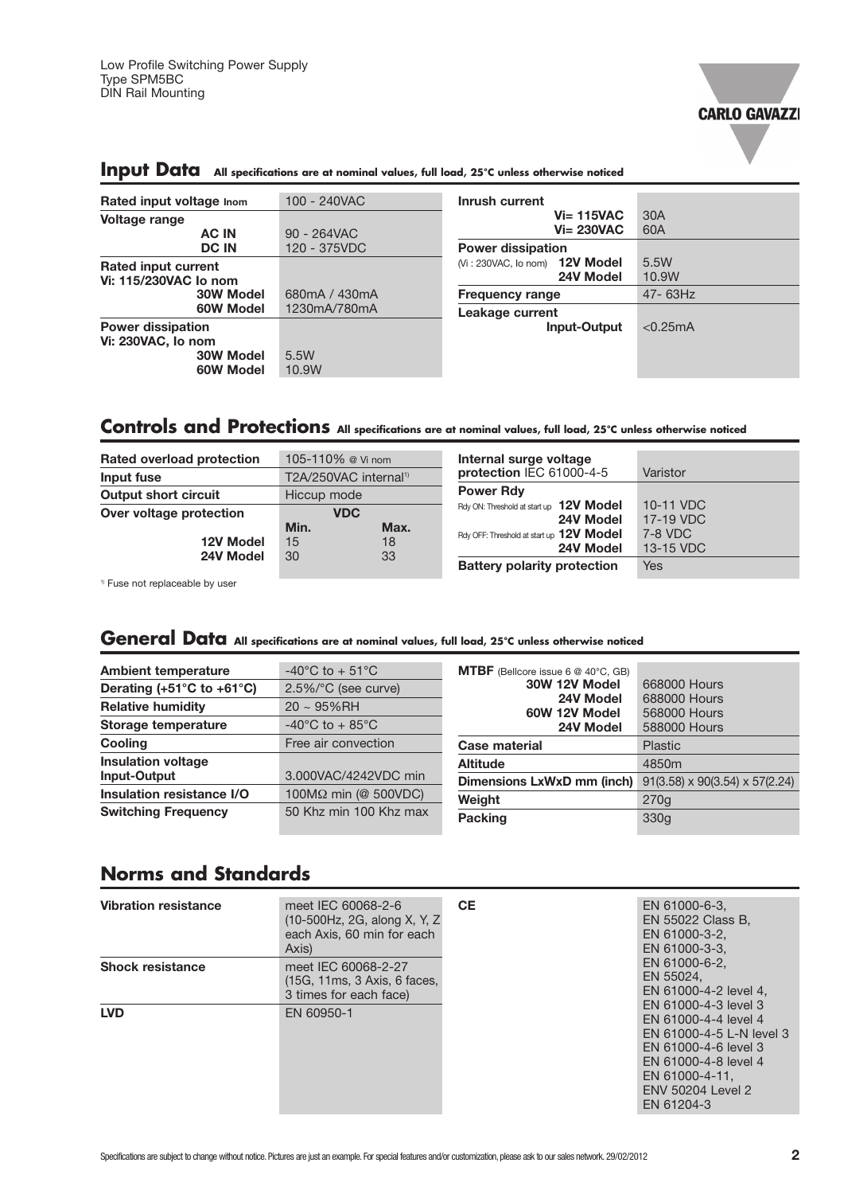## Input Data **All specifications are at nominal values, full load, 25°C unless otherwise noticed**

| | |
|---|---|
| **Rated input voltage Inom** | 100 - 240VAC |
| **Voltage range** | |
| **AC IN** | 90 - 264VAC |
| **DC IN** | 120 - 375VDC |
| **Rated input current Vi: 115/230VAC Io nom** | |
| **30W Model** | 680mA / 430mA |
| **60W Model** | 1230mA/780mA |
| **Power dissipation Vi: 230VAC, Io nom** | |
| **30W Model** | 5.5W |
| **60W Model** | 10.9W |

| | |
|---|---|
| **Inrush current** | |
| **Vi= 115VAC** | 30A |
| **Vi= 230VAC** | 60A |
| **Power dissipation** | |
| (Vi : 230VAC, Io nom) **12V Model** | 5.5W |
| **24V Model** | 10.9W |
| **Frequency range** | 47- 63Hz |
| **Leakage current** | |
| **Input-Output** | <0.25mA |

## Controls and Protections **All specifications are at nominal values, full load, 25°C unless otherwise noticed**

| | | |
|---|---|---|
| **Rated overload protection** | 105-110% @ Vi nom | |
| **Input fuse** | T2A/250VAC internal[1] | |
| **Output short circuit** | Hiccup mode | |
| **Over voltage protection** | **VDC** | |
| | **Min.** | **Max.** |
| **12V Model** | 15 | 18 |
| **24V Model** | 30 | 33 |

| | |
|---|---|
| **Internal surge voltage protection** IEC 61000-4-5 | Varistor |
| **Power Rdy** | |
| Rdy ON: Threshold at start up **12V Model** | 10-11 VDC |
| **24V Model** | 17-19 VDC |
| Rdy OFF: Threshold at start up **12V Model** | 7-8 VDC |
| **24V Model** | 13-15 VDC |
| **Battery polarity protection** | Yes |

[1] Fuse not replaceable by user

## General Data **All specifications are at nominal values, full load, 25°C unless otherwise noticed**

| | |
|---|---|
| **Ambient temperature** | -40°C to + 51°C |
| **Derating (+51°C to +61°C)** | 2.5%/°C (see curve) |
| **Relative humidity** | 20 ~ 95%RH |
| **Storage temperature** | -40°C to + 85°C |
| **Cooling** | Free air convection |
| **Insulation voltage Input-Output** | 3.000VAC/4242VDC min |
| **Insulation resistance I/O** | 100MΩ min (@ 500VDC) |
| **Switching Frequency** | 50 Khz min 100 Khz max |

| | |
|---|---|
| **MTBF** (Bellcore issue 6 @ 40°C, GB) | |
| **30W 12V Model** | 668000 Hours |
| **24V Model** | 688000 Hours |
| **60W 12V Model** | 568000 Hours |
| **24V Model** | 588000 Hours |
| **Case material** | Plastic |
| **Altitude** | 4850m |
| **Dimensions LxWxD mm (inch)** | 91(3.58) x 90(3.54) x 57(2.24) |
| **Weight** | 270g |
| **Packing** | 330g |

## Norms and Standards

| | |
|---|---|
| **Vibration resistance** | meet IEC 60068-2-6 (10-500Hz, 2G, along X, Y, Z each Axis, 60 min for each Axis) |
| **Shock resistance** | meet IEC 60068-2-27 (15G, 11ms, 3 Axis, 6 faces, 3 times for each face) |
| **LVD** | EN 60950-1 |

| | |
|---|---|
| **CE** | EN 61000-6-3, EN 55022 Class B, EN 61000-3-2, EN 61000-3-3, EN 61000-6-2, EN 55024, EN 61000-4-2 level 4, EN 61000-4-3 level 3 EN 61000-4-4 level 4 EN 61000-4-5 L-N level 3 EN 61000-4-6 level 3 EN 61000-4-8 level 4 EN 61000-4-11, ENV 50204 Level 2 EN 61204-3 |

Specifications are subject to change without notice. Pictures are just an example. For special features and/or customization, please ask to our sales network. 29/02/2012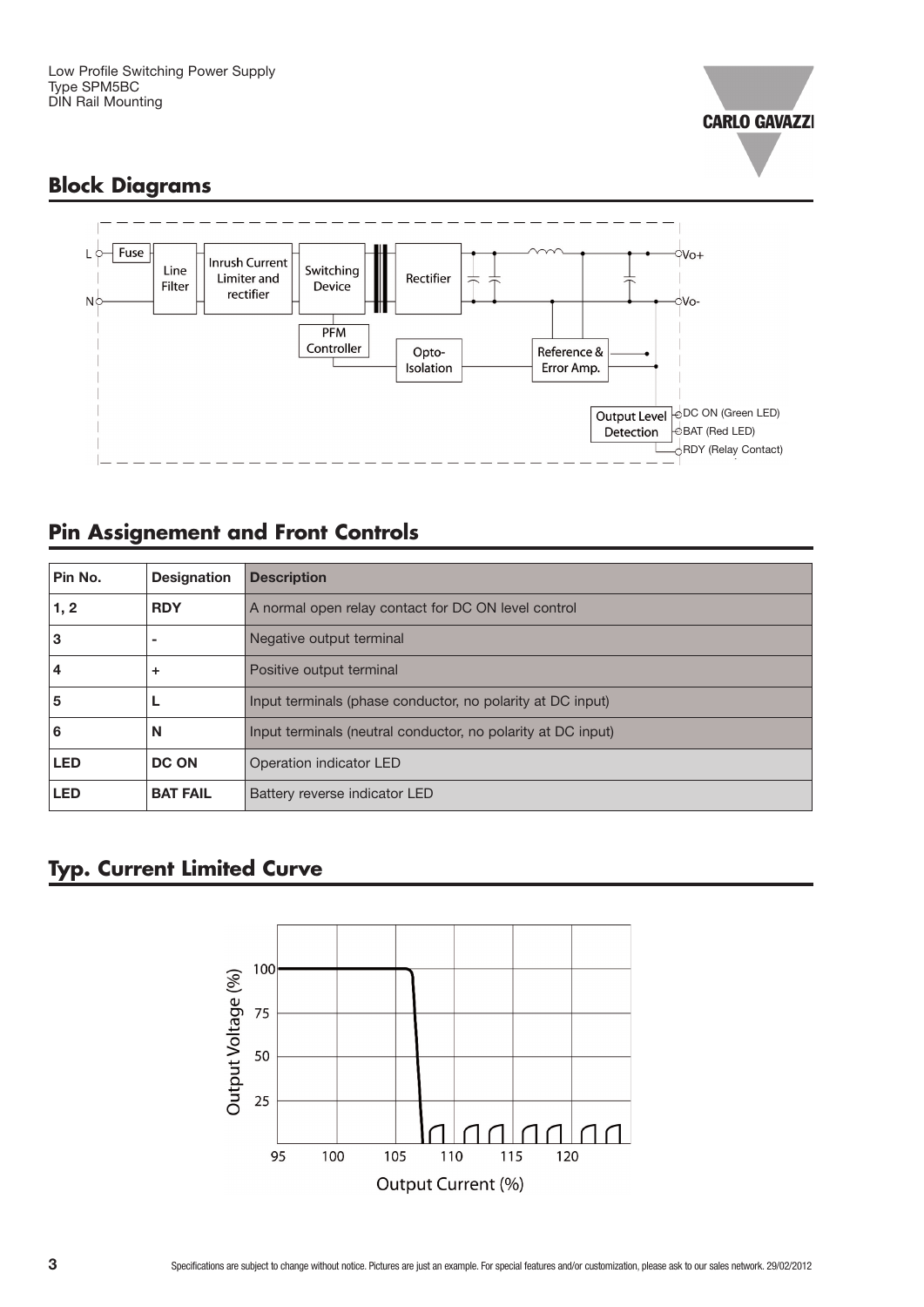## Block Diagrams

## Pin Assignement and Front Controls

| Pin No. | Designation | Description |
|---|---|---|
| 1, 2 | RDY | A normal open relay contact for DC ON level control |
| 3 | - | Negative output terminal |
| 4 | + | Positive output terminal |
| 5 | L | Input terminals (phase conductor, no polarity at DC input) |
| 6 | N | Input terminals (neutral conductor, no polarity at DC input) |
| LED | DC ON | Operation indicator LED |
| LED | BAT FAIL | Battery reverse indicator LED |

## Typ. Current Limited Curve

Specifications are subject to change without notice. Pictures are just an example. For special features and/or customization, please ask to our sales network. 29/02/2012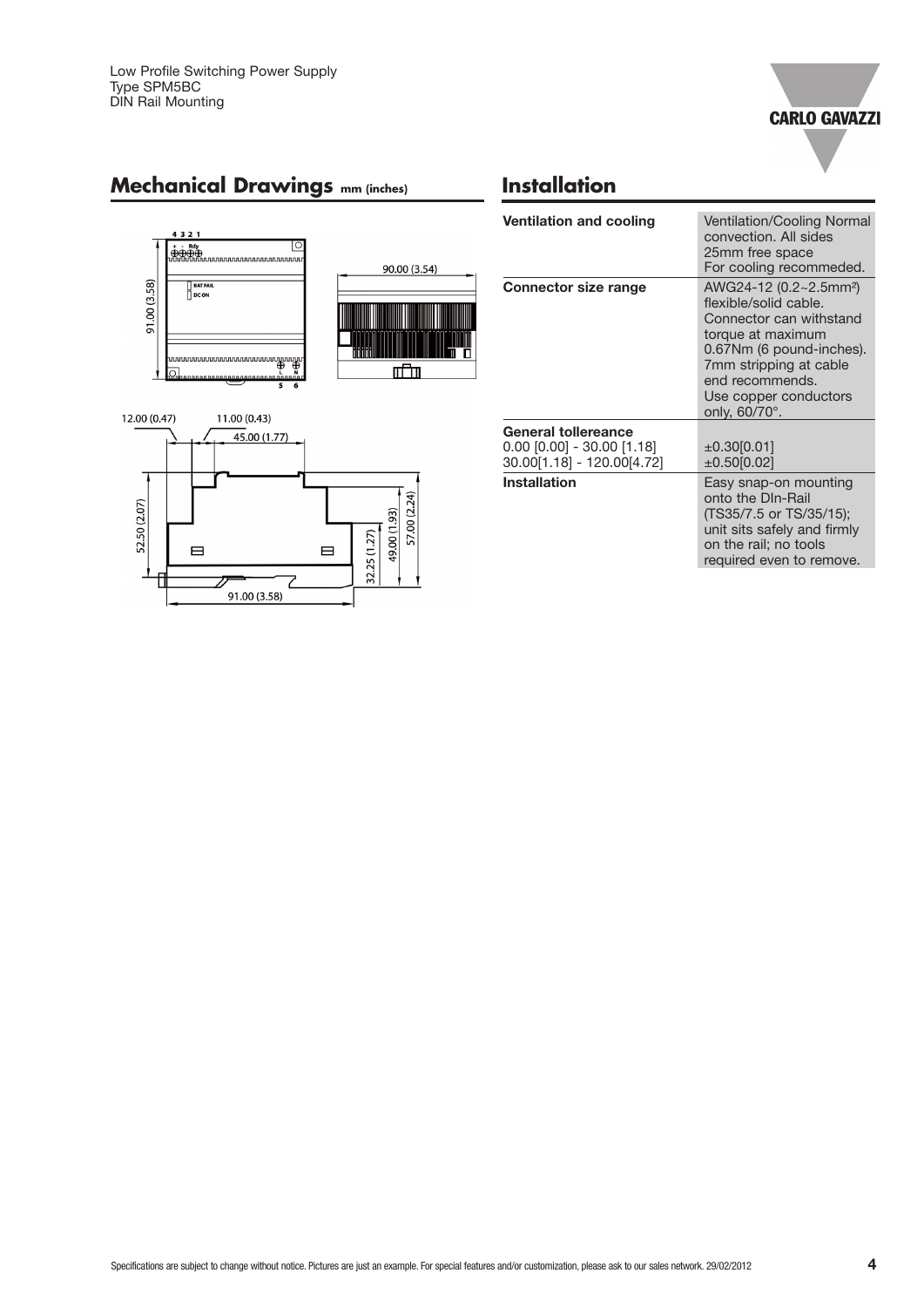## Mechanical Drawings mm (inches)

4 3 2 1
+ - Rdy
BAT FAIL
DC ON
L N
5 6
91.00 (3.58)
90.00 (3.54)
12.00 (0.47)
11.00 (0.43)
45.00 (1.77)
52.50 (2.07)
32.25 (1.27)
49.00 (1.93)
57.00 (2.24)
91.00 (3.58)

## Installation

| | |
|---|---|
| **Ventilation and cooling** | Ventilation/Cooling Normal convection. All sides 25mm free space For cooling recommeded. |
| **Connector size range** | AWG24-12 (0.2~2.5mm²) flexible/solid cable. Connector can withstand torque at maximum 0.67Nm (6 pound-inches). 7mm stripping at cable end recommends. Use copper conductors only, 60/70°. |
| **General tollereance**<br>0.00 [0.00] - 30.00 [1.18]<br>30.00[1.18] - 120.00[4.72] | <br>±0.30[0.01]<br>±0.50[0.02] |
| **Installation** | Easy snap-on mounting onto the DIn-Rail (TS35/7.5 or TS/35/15); unit sits safely and firmly on the rail; no tools required even to remove. |